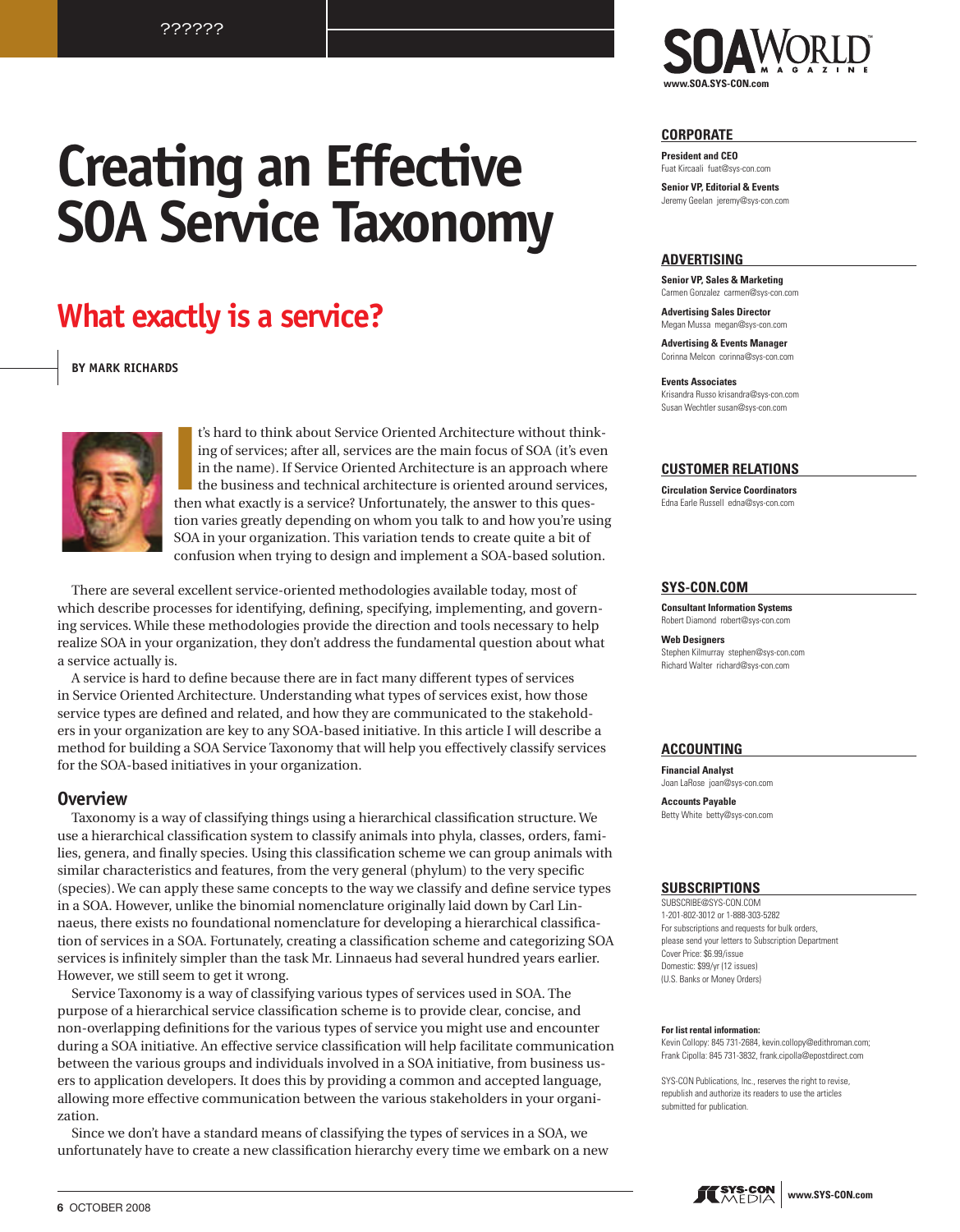# Creating an Effective SOA Service Taxonomy

## What exactly is a service?

**BY MARK RICHARDS**

It's hard to think about Service Oriented Architecture without thinking of services; after all, services are the main focus of SOA (it's even in the name). If Service Oriented Architecture is an approach where the business and technical architecture is oriented around services, then what exactly is a service? Unfortunately, the answer to this question varies greatly depending on whom you talk to and how you're using SOA in your organization. This variation tends to create quite a bit of confusion when trying to design and implement a SOA-based solution.

There are several excellent service-oriented methodologies available today, most of which describe processes for identifying, defining, specifying, implementing, and governing services. While these methodologies provide the direction and tools necessary to help realize SOA in your organization, they don't address the fundamental question about what a service actually is.

A service is hard to define because there are in fact many different types of services in Service Oriented Architecture. Understanding what types of services exist, how those service types are defined and related, and how they are communicated to the stakeholders in your organization are key to any SOA-based initiative. In this article I will describe a method for building a SOA Service Taxonomy that will help you effectively classify services for the SOA-based initiatives in your organization.

### Overview

Taxonomy is a way of classifying things using a hierarchical classification structure. We use a hierarchical classification system to classify animals into phyla, classes, orders, families, genera, and finally species. Using this classification scheme we can group animals with similar characteristics and features, from the very general (phylum) to the very specific (species). We can apply these same concepts to the way we classify and define service types in a SOA. However, unlike the binomial nomenclature originally laid down by Carl Linnaeus, there exists no foundational nomenclature for developing a hierarchical classification of services in a SOA. Fortunately, creating a classification scheme and categorizing SOA services is infinitely simpler than the task Mr. Linnaeus had several hundred years earlier. However, we still seem to get it wrong.

Service Taxonomy is a way of classifying various types of services used in SOA. The purpose of a hierarchical service classification scheme is to provide clear, concise, and non-overlapping definitions for the various types of service you might use and encounter during a SOA initiative. An effective service classification will help facilitate communication between the various groups and individuals involved in a SOA initiative, from business users to application developers. It does this by providing a common and accepted language, allowing more effective communication between the various stakeholders in your organization.

Since we don't have a standard means of classifying the types of services in a SOA, we unfortunately have to create a new classification hierarchy every time we embark on a new

---

**SOA WORLD MAGAZINE**
www.SOA.SYS-CON.com

**CORPORATE**

**President and CEO**
Fuat Kircaali fuat@sys-con.com

**Senior VP, Editorial & Events**
Jeremy Geelan jeremy@sys-con.com

**ADVERTISING**

**Senior VP, Sales & Marketing**
Carmen Gonzalez carmen@sys-con.com

**Advertising Sales Director**
Megan Mussa megan@sys-con.com

**Advertising & Events Manager**
Corinna Melcon corinna@sys-con.com

**Events Associates**
Krisandra Russo krisandra@sys-con.com
Susan Wechtler susan@sys-con.com

**CUSTOMER RELATIONS**

**Circulation Service Coordinators**
Edna Earle Russell edna@sys-con.com

**SYS-CON.COM**

**Consultant Information Systems**
Robert Diamond robert@sys-con.com

**Web Designers**
Stephen Kilmurray stephen@sys-con.com
Richard Walter richard@sys-con.com

**ACCOUNTING**

**Financial Analyst**
Joan LaRose joan@sys-con.com

**Accounts Payable**
Betty White betty@sys-con.com

**SUBSCRIPTIONS**

SUBSCRIBE@SYS-CON.COM
1-201-802-3012 or 1-888-303-5282
For subscriptions and requests for bulk orders, please send your letters to Subscription Department
Cover Price: $6.99/issue
Domestic: $99/yr (12 issues)
(U.S. Banks or Money Orders)

**For list rental information:**
Kevin Collopy: 845 731-2684, kevin.collopy@edithroman.com;
Frank Cipolla: 845 731-3832, frank.cipolla@epostdirect.com

SYS-CON Publications, Inc., reserves the right to revise, republish and authorize its readers to use the articles submitted for publication.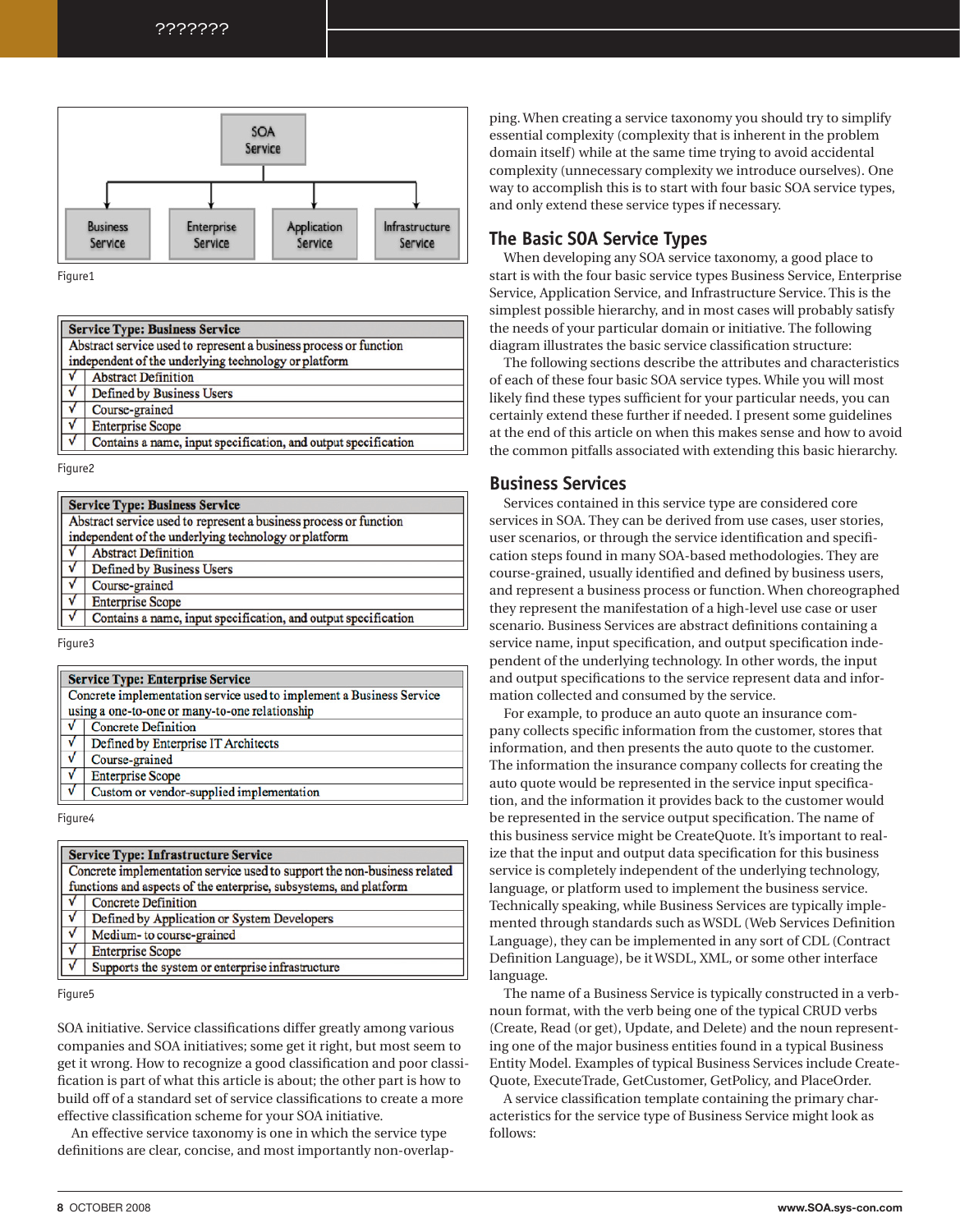| SOA Service | | | |
|---|---|---|---|
| Business Service | Enterprise Service | Application Service | Infrastructure Service |

Figure1

| Service Type: Business Service | |
|---|---|
| Abstract service used to represent a business process or function independent of the underlying technology or platform | |
| √ | Abstract Definition |
| √ | Defined by Business Users |
| √ | Course-grained |
| √ | Enterprise Scope |
| √ | Contains a name, input specification, and output specification |

Figure2

| Service Type: Business Service | |
|---|---|
| Abstract service used to represent a business process or function independent of the underlying technology or platform | |
| √ | Abstract Definition |
| √ | Defined by Business Users |
| √ | Course-grained |
| √ | Enterprise Scope |
| √ | Contains a name, input specification, and output specification |

Figure3

| Service Type: Enterprise Service | |
|---|---|
| Concrete implementation service used to implement a Business Service using a one-to-one or many-to-one relationship | |
| √ | Concrete Definition |
| √ | Defined by Enterprise IT Architects |
| √ | Course-grained |
| √ | Enterprise Scope |
| √ | Custom or vendor-supplied implementation |

Figure4

| Service Type: Infrastructure Service | |
|---|---|
| Concrete implementation service used to support the non-business related functions and aspects of the enterprise, subsystems, and platform | |
| √ | Concrete Definition |
| √ | Defined by Application or System Developers |
| √ | Medium- to course-grained |
| √ | Enterprise Scope |
| √ | Supports the system or enterprise infrastructure |

Figure5

SOA initiative. Service classifications differ greatly among various companies and SOA initiatives; some get it right, but most seem to get it wrong. How to recognize a good classification and poor classification is part of what this article is about; the other part is how to build off of a standard set of service classifications to create a more effective classification scheme for your SOA initiative.

An effective service taxonomy is one in which the service type definitions are clear, concise, and most importantly non-overlapping. When creating a service taxonomy you should try to simplify essential complexity (complexity that is inherent in the problem domain itself) while at the same time trying to avoid accidental complexity (unnecessary complexity we introduce ourselves). One way to accomplish this is to start with four basic SOA service types, and only extend these service types if necessary.

## The Basic SOA Service Types

When developing any SOA service taxonomy, a good place to start is with the four basic service types Business Service, Enterprise Service, Application Service, and Infrastructure Service. This is the simplest possible hierarchy, and in most cases will probably satisfy the needs of your particular domain or initiative. The following diagram illustrates the basic service classification structure:

The following sections describe the attributes and characteristics of each of these four basic SOA service types. While you will most likely find these types sufficient for your particular needs, you can certainly extend these further if needed. I present some guidelines at the end of this article on when this makes sense and how to avoid the common pitfalls associated with extending this basic hierarchy.

## Business Services

Services contained in this service type are considered core services in SOA. They can be derived from use cases, user stories, user scenarios, or through the service identification and specification steps found in many SOA-based methodologies. They are course-grained, usually identified and defined by business users, and represent a business process or function. When choreographed they represent the manifestation of a high-level use case or user scenario. Business Services are abstract definitions containing a service name, input specification, and output specification independent of the underlying technology. In other words, the input and output specifications to the service represent data and information collected and consumed by the service.

For example, to produce an auto quote an insurance company collects specific information from the customer, stores that information, and then presents the auto quote to the customer. The information the insurance company collects for creating the auto quote would be represented in the service input specification, and the information it provides back to the customer would be represented in the service output specification. The name of this business service might be CreateQuote. It's important to realize that the input and output data specification for this business service is completely independent of the underlying technology, language, or platform used to implement the business service. Technically speaking, while Business Services are typically implemented through standards such as WSDL (Web Services Definition Language), they can be implemented in any sort of CDL (Contract Definition Language), be it WSDL, XML, or some other interface language.

The name of a Business Service is typically constructed in a verb-noun format, with the verb being one of the typical CRUD verbs (Create, Read (or get), Update, and Delete) and the noun representing one of the major business entities found in a typical Business Entity Model. Examples of typical Business Services include CreateQuote, ExecuteTrade, GetCustomer, GetPolicy, and PlaceOrder.

A service classification template containing the primary characteristics for the service type of Business Service might look as follows: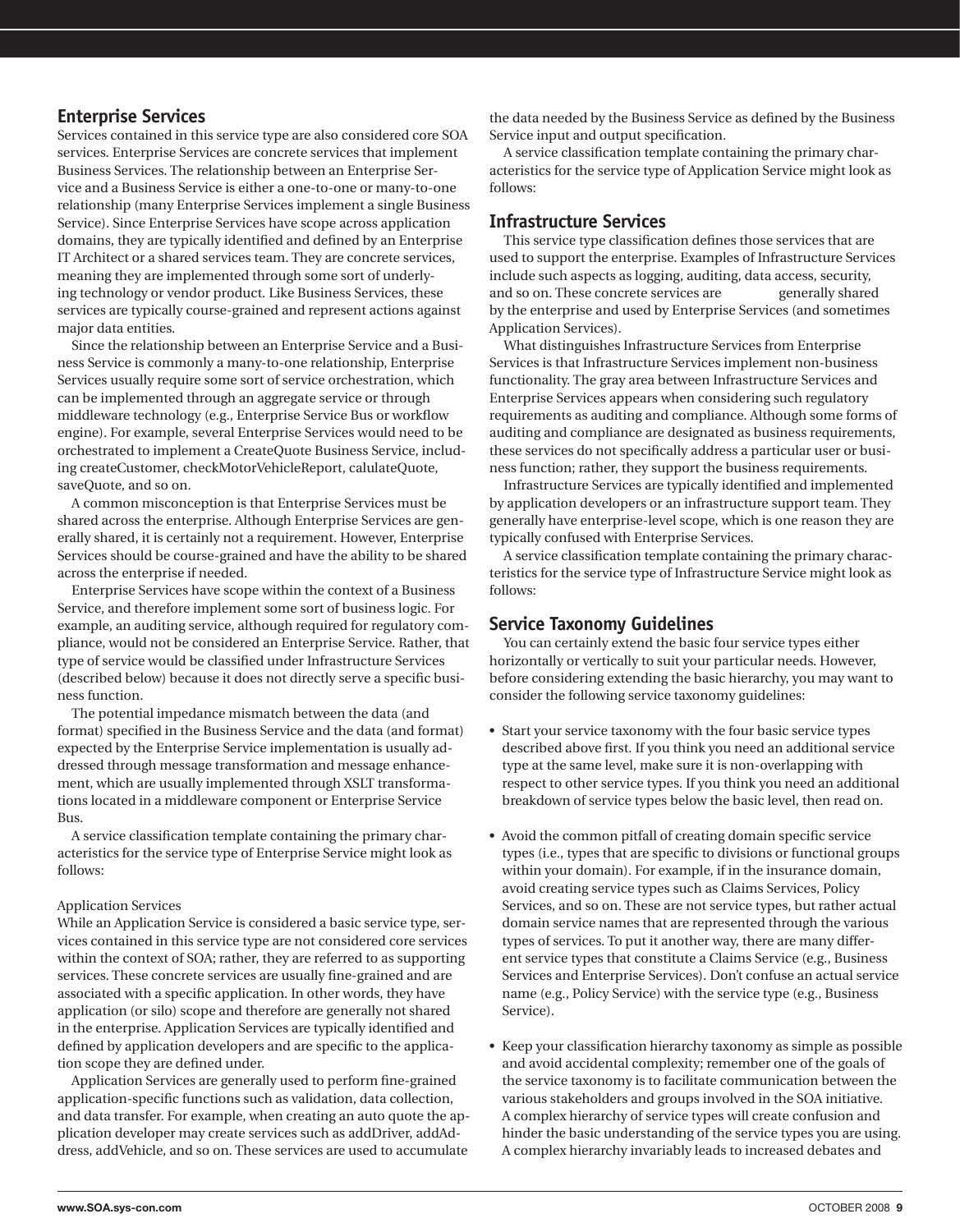## Enterprise Services

Services contained in this service type are also considered core SOA services. Enterprise Services are concrete services that implement Business Services. The relationship between an Enterprise Service and a Business Service is either a one-to-one or many-to-one relationship (many Enterprise Services implement a single Business Service). Since Enterprise Services have scope across application domains, they are typically identified and defined by an Enterprise IT Architect or a shared services team. They are concrete services, meaning they are implemented through some sort of underlying technology or vendor product. Like Business Services, these services are typically course-grained and represent actions against major data entities.

Since the relationship between an Enterprise Service and a Business Service is commonly a many-to-one relationship, Enterprise Services usually require some sort of service orchestration, which can be implemented through an aggregate service or through middleware technology (e.g., Enterprise Service Bus or workflow engine). For example, several Enterprise Services would need to be orchestrated to implement a CreateQuote Business Service, including createCustomer, checkMotorVehicleReport, calulateQuote, saveQuote, and so on.

A common misconception is that Enterprise Services must be shared across the enterprise. Although Enterprise Services are generally shared, it is certainly not a requirement. However, Enterprise Services should be course-grained and have the ability to be shared across the enterprise if needed.

Enterprise Services have scope within the context of a Business Service, and therefore implement some sort of business logic. For example, an auditing service, although required for regulatory compliance, would not be considered an Enterprise Service. Rather, that type of service would be classified under Infrastructure Services (described below) because it does not directly serve a specific business function.

The potential impedance mismatch between the data (and format) specified in the Business Service and the data (and format) expected by the Enterprise Service implementation is usually addressed through message transformation and message enhancement, which are usually implemented through XSLT transformations located in a middleware component or Enterprise Service Bus.

A service classification template containing the primary characteristics for the service type of Enterprise Service might look as follows:

Application Services

While an Application Service is considered a basic service type, services contained in this service type are not considered core services within the context of SOA; rather, they are referred to as supporting services. These concrete services are usually fine-grained and are associated with a specific application. In other words, they have application (or silo) scope and therefore are generally not shared in the enterprise. Application Services are typically identified and defined by application developers and are specific to the application scope they are defined under.

Application Services are generally used to perform fine-grained application-specific functions such as validation, data collection, and data transfer. For example, when creating an auto quote the application developer may create services such as addDriver, addAddress, addVehicle, and so on. These services are used to accumulate the data needed by the Business Service as defined by the Business Service input and output specification.

A service classification template containing the primary characteristics for the service type of Application Service might look as follows:

## Infrastructure Services

This service type classification defines those services that are used to support the enterprise. Examples of Infrastructure Services include such aspects as logging, auditing, data access, security, and so on. These concrete services are generally shared by the enterprise and used by Enterprise Services (and sometimes Application Services).

What distinguishes Infrastructure Services from Enterprise Services is that Infrastructure Services implement non-business functionality. The gray area between Infrastructure Services and Enterprise Services appears when considering such regulatory requirements as auditing and compliance. Although some forms of auditing and compliance are designated as business requirements, these services do not specifically address a particular user or business function; rather, they support the business requirements.

Infrastructure Services are typically identified and implemented by application developers or an infrastructure support team. They generally have enterprise-level scope, which is one reason they are typically confused with Enterprise Services.

A service classification template containing the primary characteristics for the service type of Infrastructure Service might look as follows:

## Service Taxonomy Guidelines

You can certainly extend the basic four service types either horizontally or vertically to suit your particular needs. However, before considering extending the basic hierarchy, you may want to consider the following service taxonomy guidelines:

- Start your service taxonomy with the four basic service types described above first. If you think you need an additional service type at the same level, make sure it is non-overlapping with respect to other service types. If you think you need an additional breakdown of service types below the basic level, then read on.

- Avoid the common pitfall of creating domain specific service types (i.e., types that are specific to divisions or functional groups within your domain). For example, if in the insurance domain, avoid creating service types such as Claims Services, Policy Services, and so on. These are not service types, but rather actual domain service names that are represented through the various types of services. To put it another way, there are many different service types that constitute a Claims Service (e.g., Business Services and Enterprise Services). Don't confuse an actual service name (e.g., Policy Service) with the service type (e.g., Business Service).

- Keep your classification hierarchy taxonomy as simple as possible and avoid accidental complexity; remember one of the goals of the service taxonomy is to facilitate communication between the various stakeholders and groups involved in the SOA initiative. A complex hierarchy of service types will create confusion and hinder the basic understanding of the service types you are using. A complex hierarchy invariably leads to increased debates and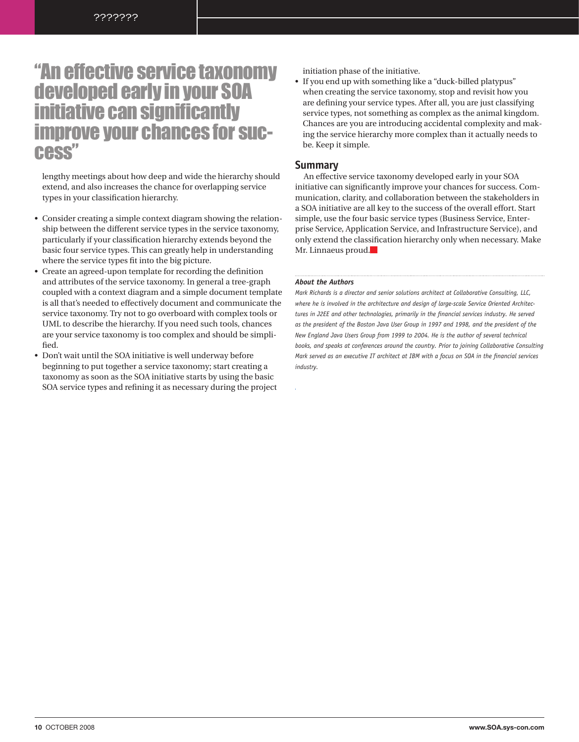> "An effective service taxonomy developed early in your SOA initiative can significantly improve your chances for success"

lengthy meetings about how deep and wide the hierarchy should extend, and also increases the chance for overlapping service types in your classification hierarchy.

- Consider creating a simple context diagram showing the relationship between the different service types in the service taxonomy, particularly if your classification hierarchy extends beyond the basic four service types. This can greatly help in understanding where the service types fit into the big picture.
- Create an agreed-upon template for recording the definition and attributes of the service taxonomy. In general a tree-graph coupled with a context diagram and a simple document template is all that's needed to effectively document and communicate the service taxonomy. Try not to go overboard with complex tools or UML to describe the hierarchy. If you need such tools, chances are your service taxonomy is too complex and should be simplified.
- Don't wait until the SOA initiative is well underway before beginning to put together a service taxonomy; start creating a taxonomy as soon as the SOA initiative starts by using the basic SOA service types and refining it as necessary during the project initiation phase of the initiative.
- If you end up with something like a "duck-billed platypus" when creating the service taxonomy, stop and revisit how you are defining your service types. After all, you are just classifying service types, not something as complex as the animal kingdom. Chances are you are introducing accidental complexity and making the service hierarchy more complex than it actually needs to be. Keep it simple.

## Summary

An effective service taxonomy developed early in your SOA initiative can significantly improve your chances for success. Communication, clarity, and collaboration between the stakeholders in a SOA initiative are all key to the success of the overall effort. Start simple, use the four basic service types (Business Service, Enterprise Service, Application Service, and Infrastructure Service), and only extend the classification hierarchy only when necessary. Make Mr. Linnaeus proud.

---

***About the Authors***

*Mark Richards is a director and senior solutions architect at Collaborative Consulting, LLC, where he is involved in the architecture and design of large-scale Service Oriented Architectures in J2EE and other technologies, primarily in the financial services industry. He served as the president of the Boston Java User Group in 1997 and 1998, and the president of the New England Java Users Group from 1999 to 2004. He is the author of several technical books, and speaks at conferences around the country. Prior to joining Collaborative Consulting Mark served as an executive IT architect at IBM with a focus on SOA in the financial services industry.*